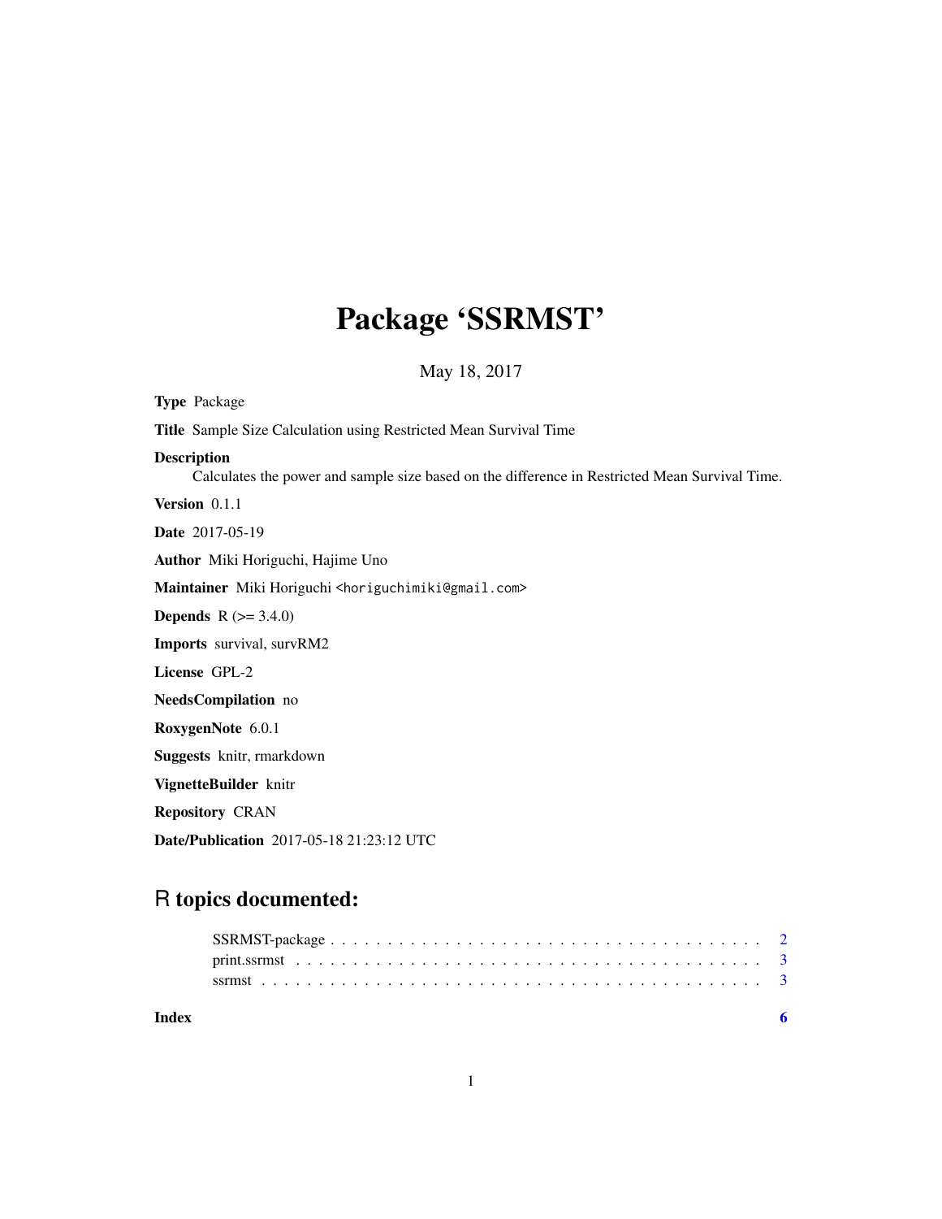# Package 'SSRMST'

May 18, 2017

**Type** Package

**Title** Sample Size Calculation using Restricted Mean Survival Time

**Description**
Calculates the power and sample size based on the difference in Restricted Mean Survival Time.

**Version** 0.1.1

**Date** 2017-05-19

**Author** Miki Horiguchi, Hajime Uno

**Maintainer** Miki Horiguchi <horiguchimiki@gmail.com>

**Depends** R (>= 3.4.0)

**Imports** survival, survRM2

**License** GPL-2

**NeedsCompilation** no

**RoxygenNote** 6.0.1

**Suggests** knitr, rmarkdown

**VignetteBuilder** knitr

**Repository** CRAN

**Date/Publication** 2017-05-18 21:23:12 UTC

## R topics documented:

| | |
|---|---|
| SSRMST-package | 2 |
| print.ssrmst | 3 |
| ssrmst | 3 |
| **Index** | **6** |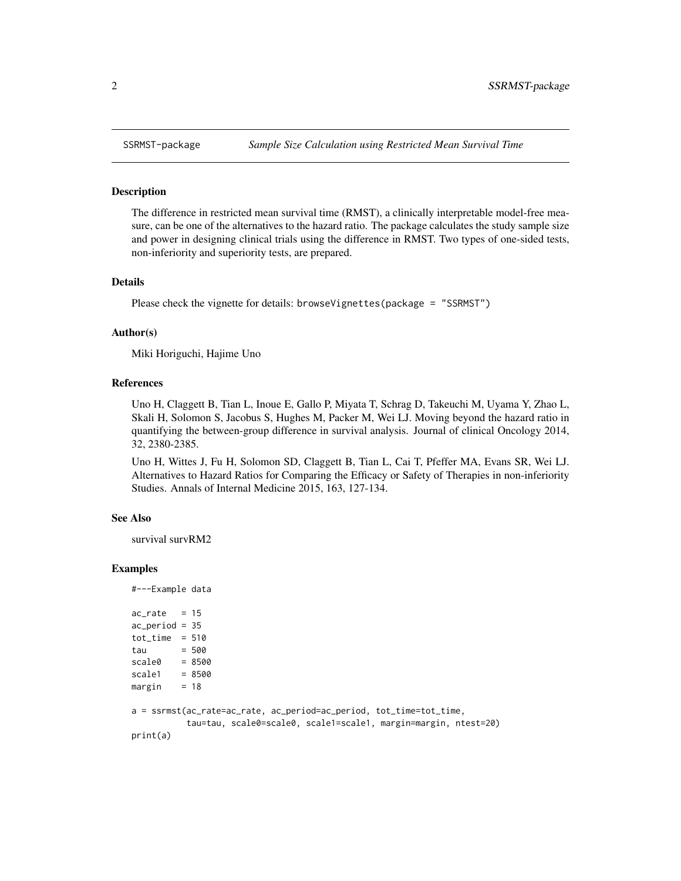| SSRMST-package | *Sample Size Calculation using Restricted Mean Survival Time* |
|---|---|

### Description

The difference in restricted mean survival time (RMST), a clinically interpretable model-free measure, can be one of the alternatives to the hazard ratio. The package calculates the study sample size and power in designing clinical trials using the difference in RMST. Two types of one-sided tests, non-inferiority and superiority tests, are prepared.

### Details

Please check the vignette for details: `browseVignettes(package = "SSRMST")`

### Author(s)

Miki Horiguchi, Hajime Uno

### References

Uno H, Claggett B, Tian L, Inoue E, Gallo P, Miyata T, Schrag D, Takeuchi M, Uyama Y, Zhao L, Skali H, Solomon S, Jacobus S, Hughes M, Packer M, Wei LJ. Moving beyond the hazard ratio in quantifying the between-group difference in survival analysis. Journal of clinical Oncology 2014, 32, 2380-2385.

Uno H, Wittes J, Fu H, Solomon SD, Claggett B, Tian L, Cai T, Pfeffer MA, Evans SR, Wei LJ. Alternatives to Hazard Ratios for Comparing the Efficacy or Safety of Therapies in non-inferiority Studies. Annals of Internal Medicine 2015, 163, 127-134.

### See Also

survival survRM2

### Examples

```
#---Example data

ac_rate   = 15
ac_period = 35
tot_time  = 510
tau       = 500
scale0    = 8500
scale1    = 8500
margin    = 18

a = ssrmst(ac_rate=ac_rate, ac_period=ac_period, tot_time=tot_time,
           tau=tau, scale0=scale0, scale1=scale1, margin=margin, ntest=20)
print(a)
```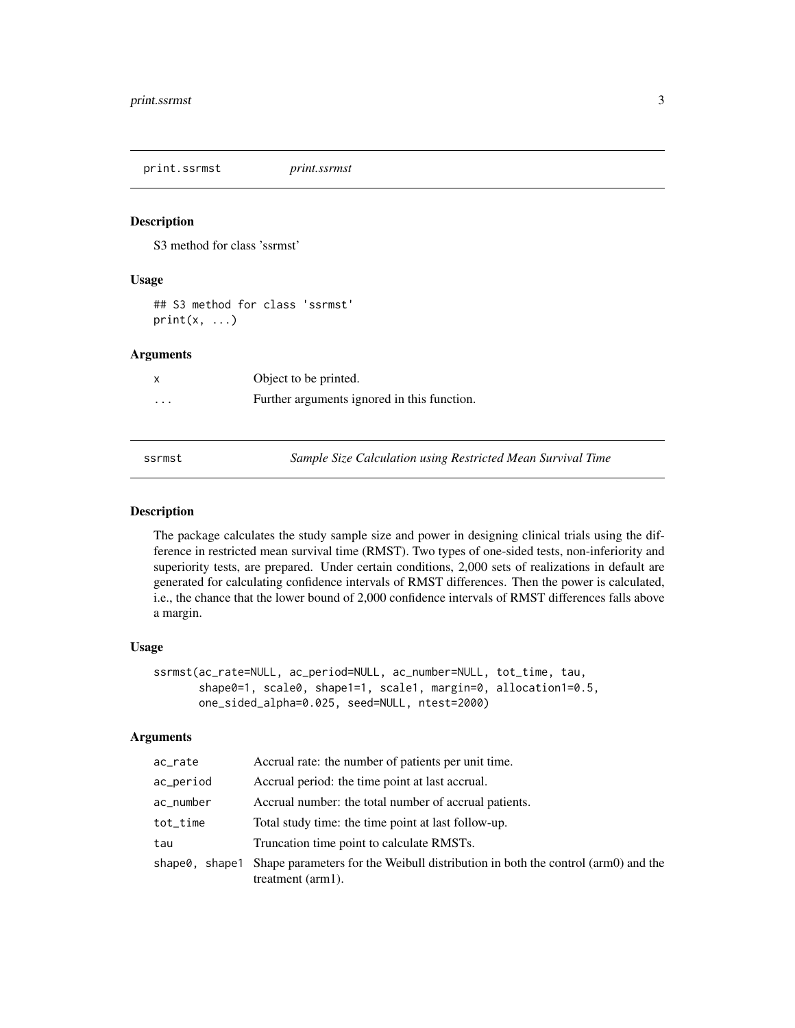## print.ssrmst *print.ssrmst*

### Description

S3 method for class 'ssrmst'

### Usage

```
## S3 method for class 'ssrmst'
print(x, ...)
```

### Arguments

| | |
|---|---|
| x | Object to be printed. |
| ... | Further arguments ignored in this function. |

## ssrmst *Sample Size Calculation using Restricted Mean Survival Time*

### Description

The package calculates the study sample size and power in designing clinical trials using the difference in restricted mean survival time (RMST). Two types of one-sided tests, non-inferiority and superiority tests, are prepared. Under certain conditions, 2,000 sets of realizations in default are generated for calculating confidence intervals of RMST differences. Then the power is calculated, i.e., the chance that the lower bound of 2,000 confidence intervals of RMST differences falls above a margin.

### Usage

```
ssrmst(ac_rate=NULL, ac_period=NULL, ac_number=NULL, tot_time, tau,
       shape0=1, scale0, shape1=1, scale1, margin=0, allocation1=0.5,
       one_sided_alpha=0.025, seed=NULL, ntest=2000)
```

### Arguments

| | |
|---|---|
| ac_rate | Accrual rate: the number of patients per unit time. |
| ac_period | Accrual period: the time point at last accrual. |
| ac_number | Accrual number: the total number of accrual patients. |
| tot_time | Total study time: the time point at last follow-up. |
| tau | Truncation time point to calculate RMSTs. |
| shape0, shape1 | Shape parameters for the Weibull distribution in both the control (arm0) and the treatment (arm1). |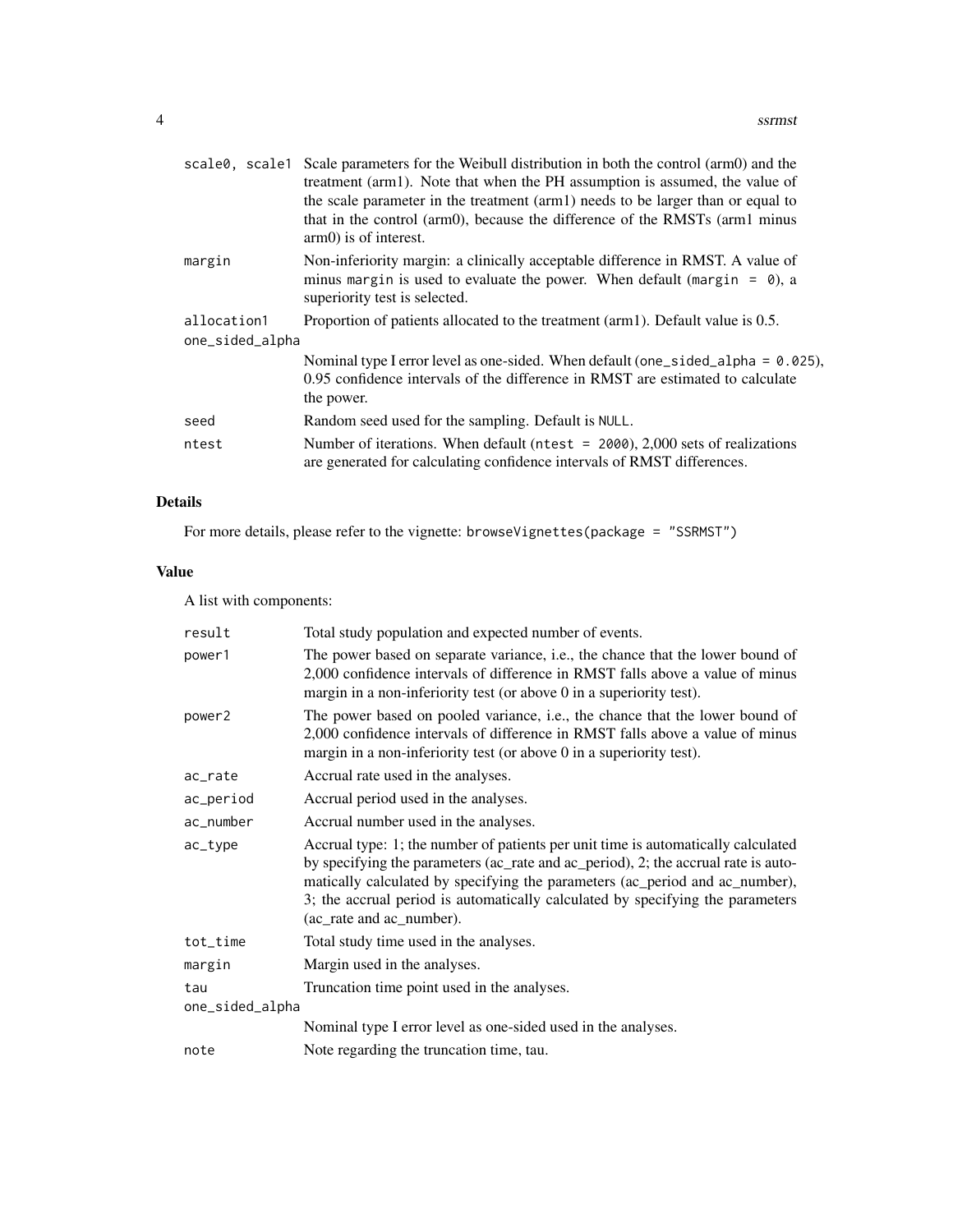| | |
|---|---|
| scale0, scale1 | Scale parameters for the Weibull distribution in both the control (arm0) and the treatment (arm1). Note that when the PH assumption is assumed, the value of the scale parameter in the treatment (arm1) needs to be larger than or equal to that in the control (arm0), because the difference of the RMSTs (arm1 minus arm0) is of interest. |
| margin | Non-inferiority margin: a clinically acceptable difference in RMST. A value of minus `margin` is used to evaluate the power. When default (`margin = 0`), a superiority test is selected. |
| allocation1 | Proportion of patients allocated to the treatment (arm1). Default value is 0.5. |
| one_sided_alpha | Nominal type I error level as one-sided. When default (`one_sided_alpha = 0.025`), 0.95 confidence intervals of the difference in RMST are estimated to calculate the power. |
| seed | Random seed used for the sampling. Default is `NULL`. |
| ntest | Number of iterations. When default (`ntest = 2000`), 2,000 sets of realizations are generated for calculating confidence intervals of RMST differences. |

## Details

For more details, please refer to the vignette: `browseVignettes(package = "SSRMST")`

## Value

A list with components:

| | |
|---|---|
| result | Total study population and expected number of events. |
| power1 | The power based on separate variance, i.e., the chance that the lower bound of 2,000 confidence intervals of difference in RMST falls above a value of minus margin in a non-inferiority test (or above 0 in a superiority test). |
| power2 | The power based on pooled variance, i.e., the chance that the lower bound of 2,000 confidence intervals of difference in RMST falls above a value of minus margin in a non-inferiority test (or above 0 in a superiority test). |
| ac_rate | Accrual rate used in the analyses. |
| ac_period | Accrual period used in the analyses. |
| ac_number | Accrual number used in the analyses. |
| ac_type | Accrual type: 1; the number of patients per unit time is automatically calculated by specifying the parameters (ac_rate and ac_period), 2; the accrual rate is automatically calculated by specifying the parameters (ac_period and ac_number), 3; the accrual period is automatically calculated by specifying the parameters (ac_rate and ac_number). |
| tot_time | Total study time used in the analyses. |
| margin | Margin used in the analyses. |
| tau | Truncation time point used in the analyses. |
| one_sided_alpha | Nominal type I error level as one-sided used in the analyses. |
| note | Note regarding the truncation time, tau. |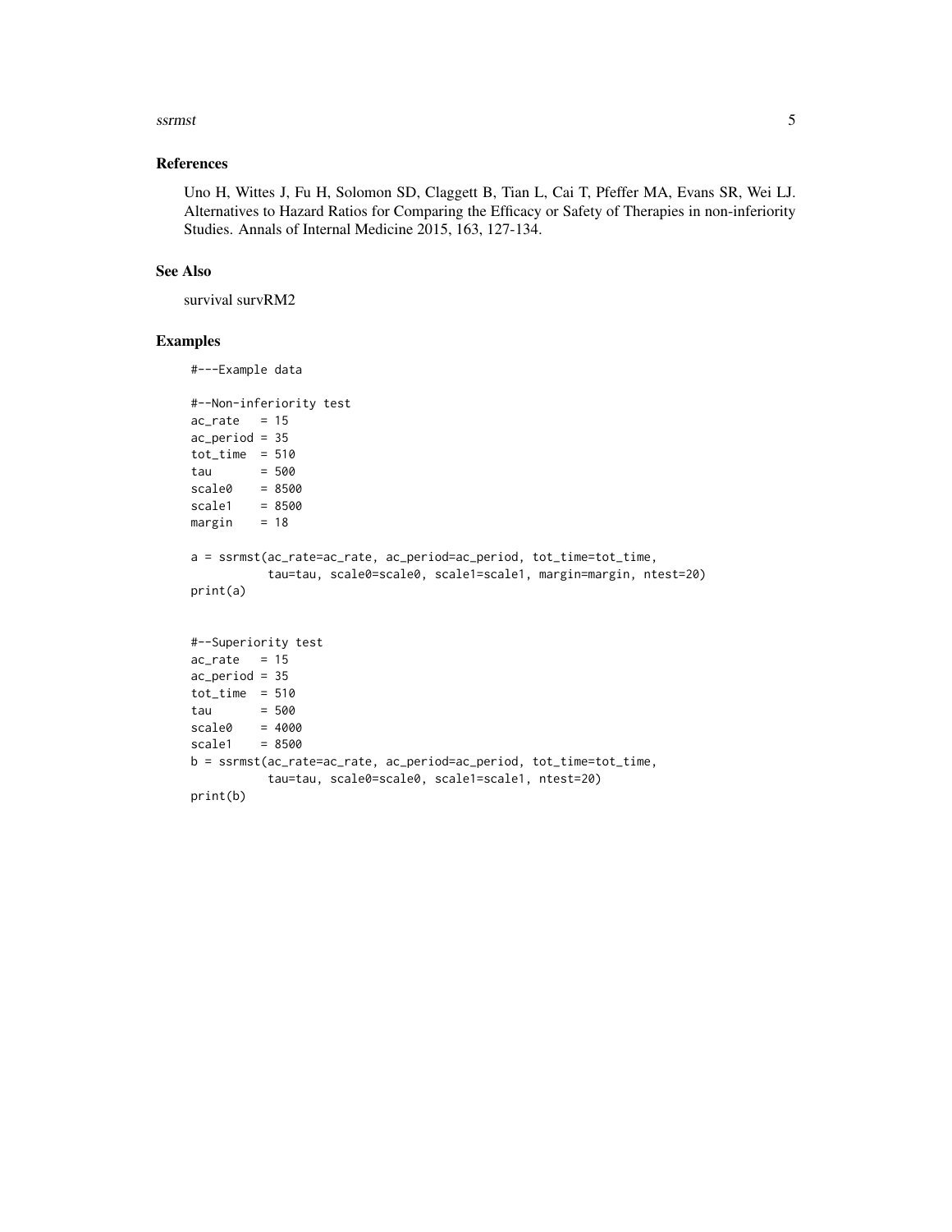## References

Uno H, Wittes J, Fu H, Solomon SD, Claggett B, Tian L, Cai T, Pfeffer MA, Evans SR, Wei LJ. Alternatives to Hazard Ratios for Comparing the Efficacy or Safety of Therapies in non-inferiority Studies. Annals of Internal Medicine 2015, 163, 127-134.

## See Also

survival survRM2

## Examples

```
#---Example data

#--Non-inferiority test
ac_rate   = 15
ac_period = 35
tot_time  = 510
tau       = 500
scale0    = 8500
scale1    = 8500
margin    = 18

a = ssrmst(ac_rate=ac_rate, ac_period=ac_period, tot_time=tot_time,
           tau=tau, scale0=scale0, scale1=scale1, margin=margin, ntest=20)
print(a)


#--Superiority test
ac_rate   = 15
ac_period = 35
tot_time  = 510
tau       = 500
scale0    = 4000
scale1    = 8500
b = ssrmst(ac_rate=ac_rate, ac_period=ac_period, tot_time=tot_time,
           tau=tau, scale0=scale0, scale1=scale1, ntest=20)
print(b)
```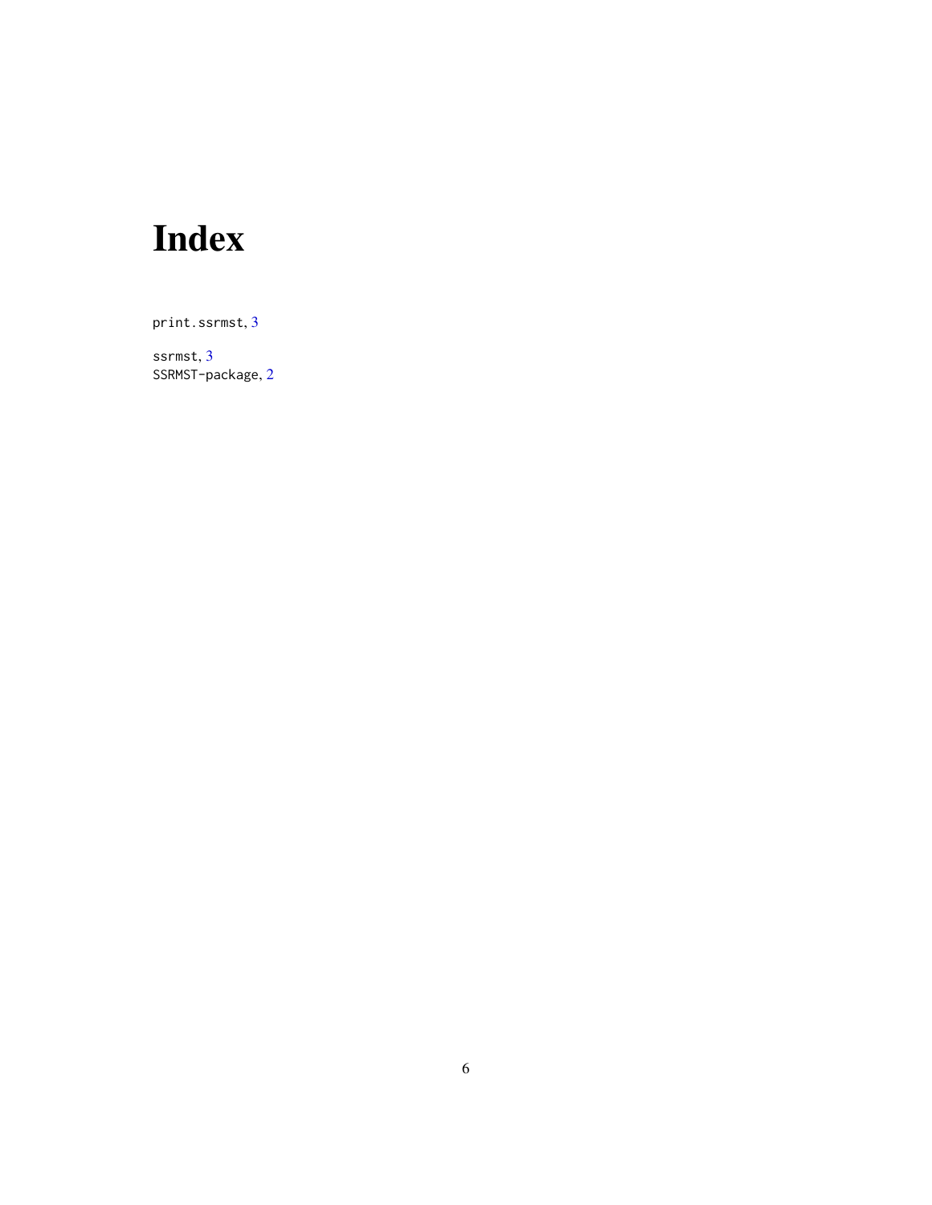# Index

print.ssrmst, 3

ssrmst, 3
SSRMST-package, 2